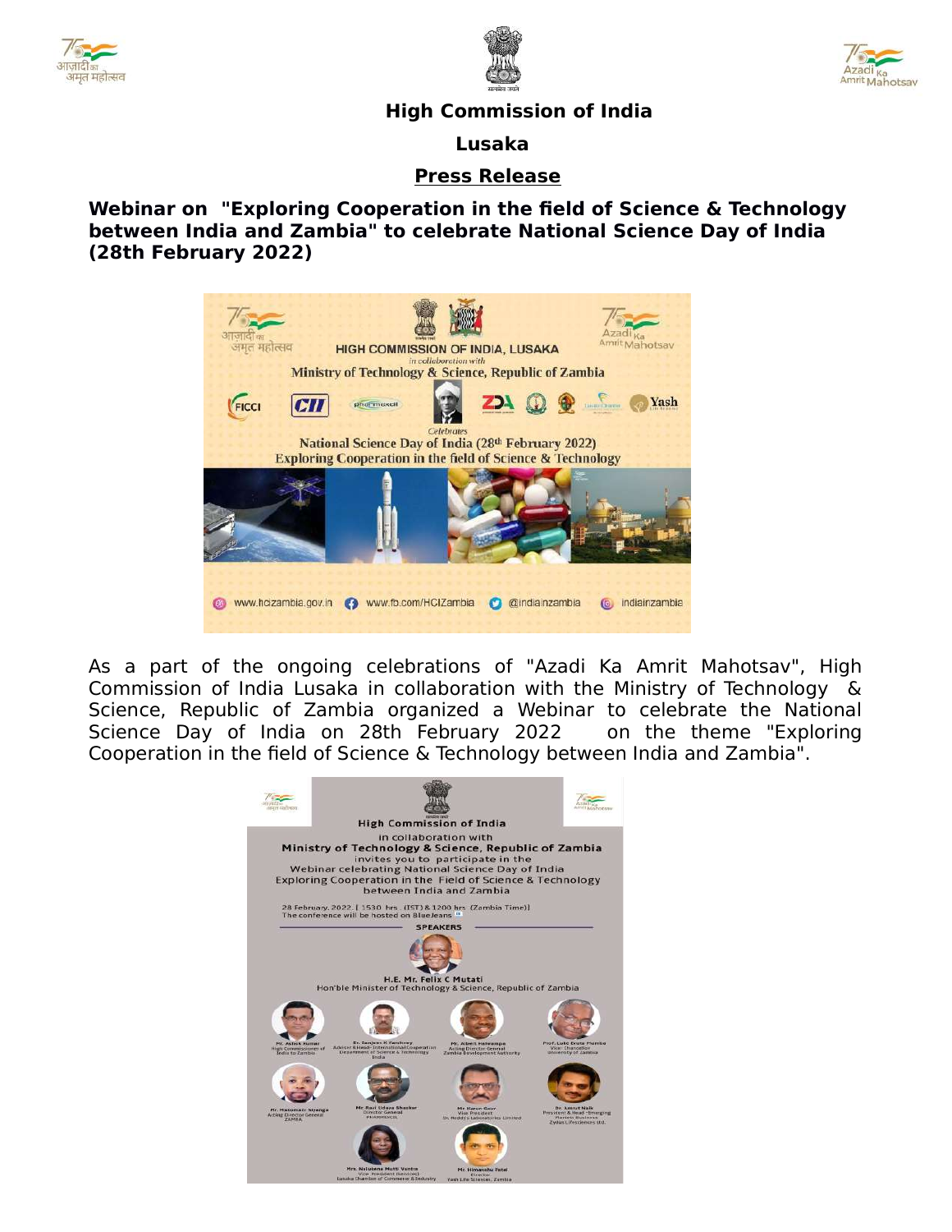**High Commission of India**

**Lusaka**

**Press Release**

**Webinar on "Exploring Cooperation in the field of Science & Technology between India and Zambia" to celebrate National Science Day of India (28th February 2022)**

As a part of the ongoing celebrations of "Azadi Ka Amrit Mahotsav", High Commission of India Lusaka in collaboration with the Ministry of Technology & Science, Republic of Zambia organized a Webinar to celebrate the National Science Day of India on 28th February 2022 on the theme "Exploring Cooperation in the field of Science & Technology between India and Zambia".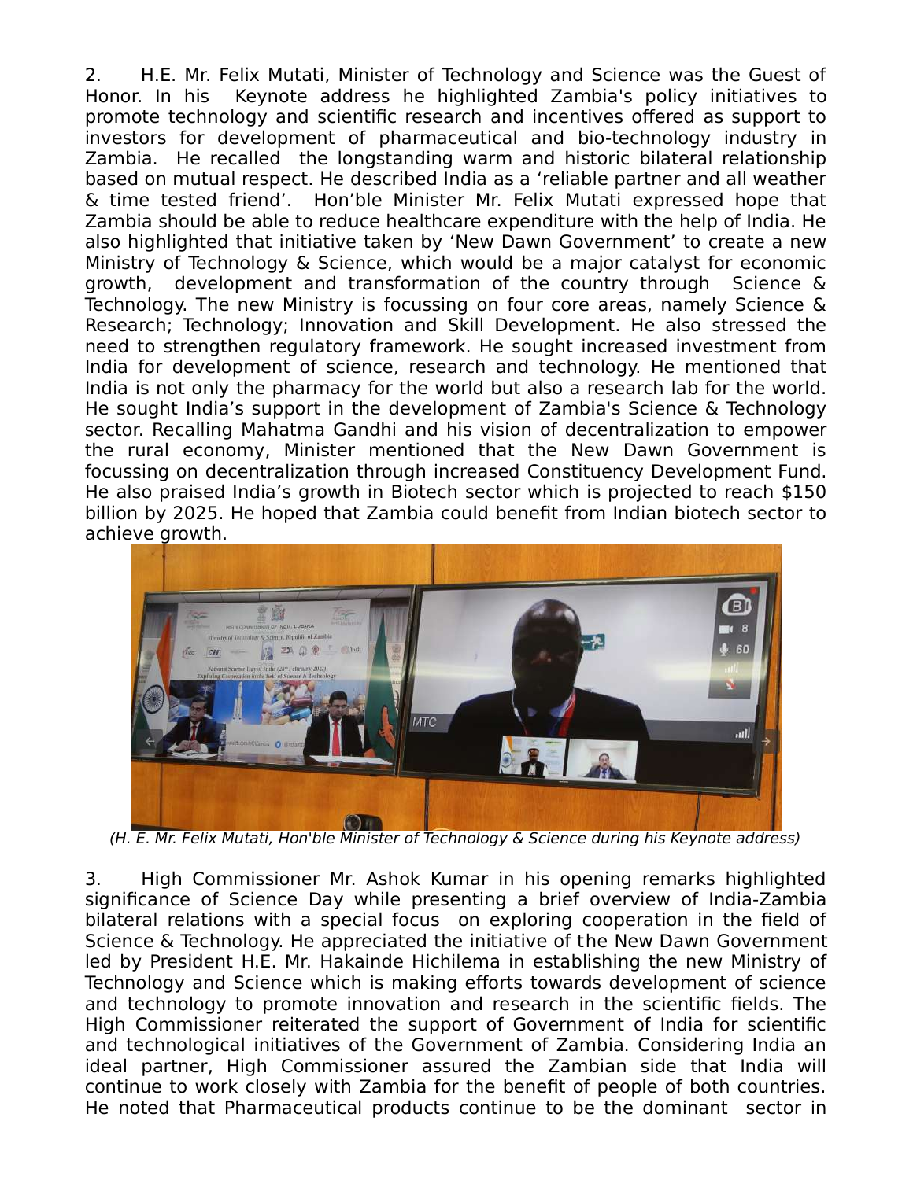2. H.E. Mr. Felix Mutati, Minister of Technology and Science was the Guest of Honor. In his Keynote address he highlighted Zambia's policy initiatives to promote technology and scientific research and incentives offered as support to investors for development of pharmaceutical and bio-technology industry in Zambia. He recalled the longstanding warm and historic bilateral relationship based on mutual respect. He described India as a 'reliable partner and all weather & time tested friend'. Hon'ble Minister Mr. Felix Mutati expressed hope that Zambia should be able to reduce healthcare expenditure with the help of India. He also highlighted that initiative taken by 'New Dawn Government' to create a new Ministry of Technology & Science, which would be a major catalyst for economic growth, development and transformation of the country through Science & Technology. The new Ministry is focussing on four core areas, namely Science & Research; Technology; Innovation and Skill Development. He also stressed the need to strengthen regulatory framework. He sought increased investment from India for development of science, research and technology. He mentioned that India is not only the pharmacy for the world but also a research lab for the world. He sought India's support in the development of Zambia's Science & Technology sector. Recalling Mahatma Gandhi and his vision of decentralization to empower the rural economy, Minister mentioned that the New Dawn Government is focussing on decentralization through increased Constituency Development Fund. He also praised India's growth in Biotech sector which is projected to reach $150 billion by 2025. He hoped that Zambia could benefit from Indian biotech sector to achieve growth.

*(H. E. Mr. Felix Mutati, Hon'ble Minister of Technology & Science during his Keynote address)*

3. High Commissioner Mr. Ashok Kumar in his opening remarks highlighted significance of Science Day while presenting a brief overview of India-Zambia bilateral relations with a special focus on exploring cooperation in the field of Science & Technology. He appreciated the initiative of the New Dawn Government led by President H.E. Mr. Hakainde Hichilema in establishing the new Ministry of Technology and Science which is making efforts towards development of science and technology to promote innovation and research in the scientific fields. The High Commissioner reiterated the support of Government of India for scientific and technological initiatives of the Government of Zambia. Considering India an ideal partner, High Commissioner assured the Zambian side that India will continue to work closely with Zambia for the benefit of people of both countries. He noted that Pharmaceutical products continue to be the dominant sector in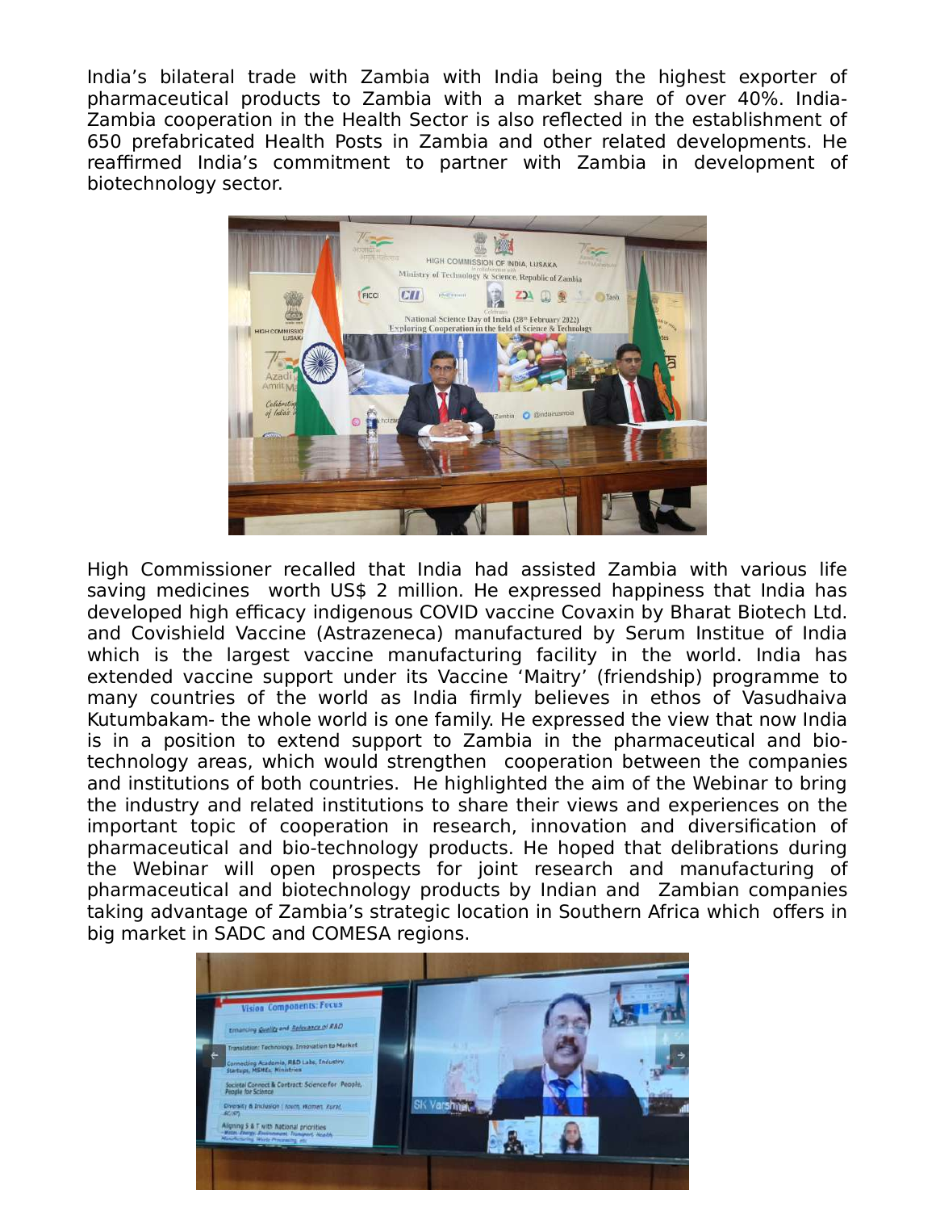India's bilateral trade with Zambia with India being the highest exporter of pharmaceutical products to Zambia with a market share of over 40%. India-Zambia cooperation in the Health Sector is also reflected in the establishment of 650 prefabricated Health Posts in Zambia and other related developments. He reaffirmed India's commitment to partner with Zambia in development of biotechnology sector.

High Commissioner recalled that India had assisted Zambia with various life saving medicines worth US$ 2 million. He expressed happiness that India has developed high efficacy indigenous COVID vaccine Covaxin by Bharat Biotech Ltd. and Covishield Vaccine (Astrazeneca) manufactured by Serum Institute of India which is the largest vaccine manufacturing facility in the world. India has extended vaccine support under its Vaccine 'Maitry' (friendship) programme to many countries of the world as India firmly believes in ethos of Vasudhaiva Kutumbakam- the whole world is one family. He expressed the view that now India is in a position to extend support to Zambia in the pharmaceutical and bio-technology areas, which would strengthen cooperation between the companies and institutions of both countries. He highlighted the aim of the Webinar to bring the industry and related institutions to share their views and experiences on the important topic of cooperation in research, innovation and diversification of pharmaceutical and bio-technology products. He hoped that delibrations during the Webinar will open prospects for joint research and manufacturing of pharmaceutical and biotechnology products by Indian and Zambian companies taking advantage of Zambia's strategic location in Southern Africa which offers in big market in SADC and COMESA regions.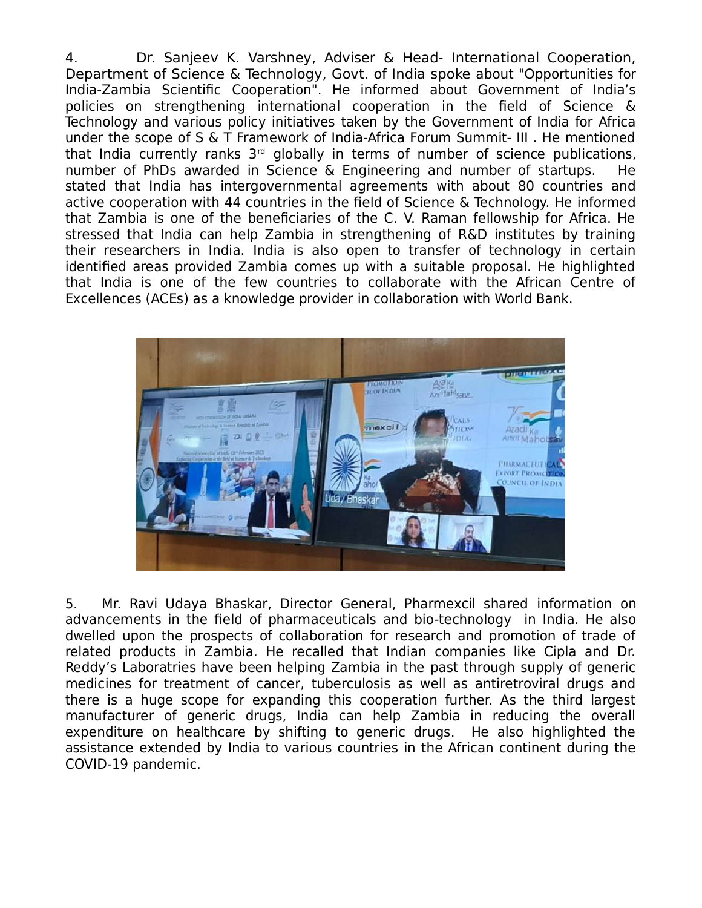4. Dr. Sanjeev K. Varshney, Adviser & Head- International Cooperation, Department of Science & Technology, Govt. of India spoke about "Opportunities for India-Zambia Scientific Cooperation". He informed about Government of India's policies on strengthening international cooperation in the field of Science & Technology and various policy initiatives taken by the Government of India for Africa under the scope of S & T Framework of India-Africa Forum Summit- III . He mentioned that India currently ranks 3rd globally in terms of number of science publications, number of PhDs awarded in Science & Engineering and number of startups. He stated that India has intergovernmental agreements with about 80 countries and active cooperation with 44 countries in the field of Science & Technology. He informed that Zambia is one of the beneficiaries of the C. V. Raman fellowship for Africa. He stressed that India can help Zambia in strengthening of R&D institutes by training their researchers in India. India is also open to transfer of technology in certain identified areas provided Zambia comes up with a suitable proposal. He highlighted that India is one of the few countries to collaborate with the African Centre of Excellences (ACEs) as a knowledge provider in collaboration with World Bank.

5. Mr. Ravi Udaya Bhaskar, Director General, Pharmexcil shared information on advancements in the field of pharmaceuticals and bio-technology in India. He also dwelled upon the prospects of collaboration for research and promotion of trade of related products in Zambia. He recalled that Indian companies like Cipla and Dr. Reddy's Laboratries have been helping Zambia in the past through supply of generic medicines for treatment of cancer, tuberculosis as well as antiretroviral drugs and there is a huge scope for expanding this cooperation further. As the third largest manufacturer of generic drugs, India can help Zambia in reducing the overall expenditure on healthcare by shifting to generic drugs. He also highlighted the assistance extended by India to various countries in the African continent during the COVID-19 pandemic.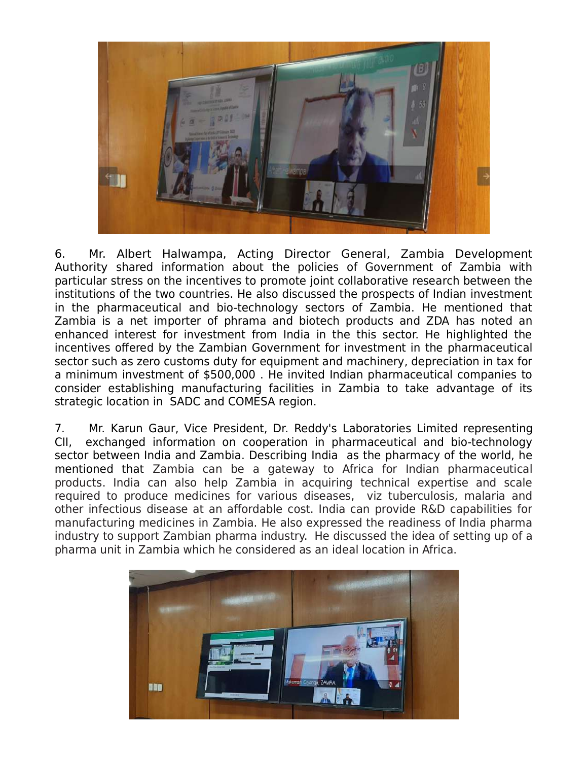6. Mr. Albert Halwampa, Acting Director General, Zambia Development Authority shared information about the policies of Government of Zambia with particular stress on the incentives to promote joint collaborative research between the institutions of the two countries. He also discussed the prospects of Indian investment in the pharmaceutical and bio-technology sectors of Zambia. He mentioned that Zambia is a net importer of phrama and biotech products and ZDA has noted an enhanced interest for investment from India in the this sector. He highlighted the incentives offered by the Zambian Government for investment in the pharmaceutical sector such as zero customs duty for equipment and machinery, depreciation in tax for a minimum investment of $500,000 . He invited Indian pharmaceutical companies to consider establishing manufacturing facilities in Zambia to take advantage of its strategic location in SADC and COMESA region.

7. Mr. Karun Gaur, Vice President, Dr. Reddy's Laboratories Limited representing CII, exchanged information on cooperation in pharmaceutical and bio-technology sector between India and Zambia. Describing India as the pharmacy of the world, he mentioned that Zambia can be a gateway to Africa for Indian pharmaceutical products. India can also help Zambia in acquiring technical expertise and scale required to produce medicines for various diseases, viz tuberculosis, malaria and other infectious disease at an affordable cost. India can provide R&D capabilities for manufacturing medicines in Zambia. He also expressed the readiness of India pharma industry to support Zambian pharma industry. He discussed the idea of setting up of a pharma unit in Zambia which he considered as an ideal location in Africa.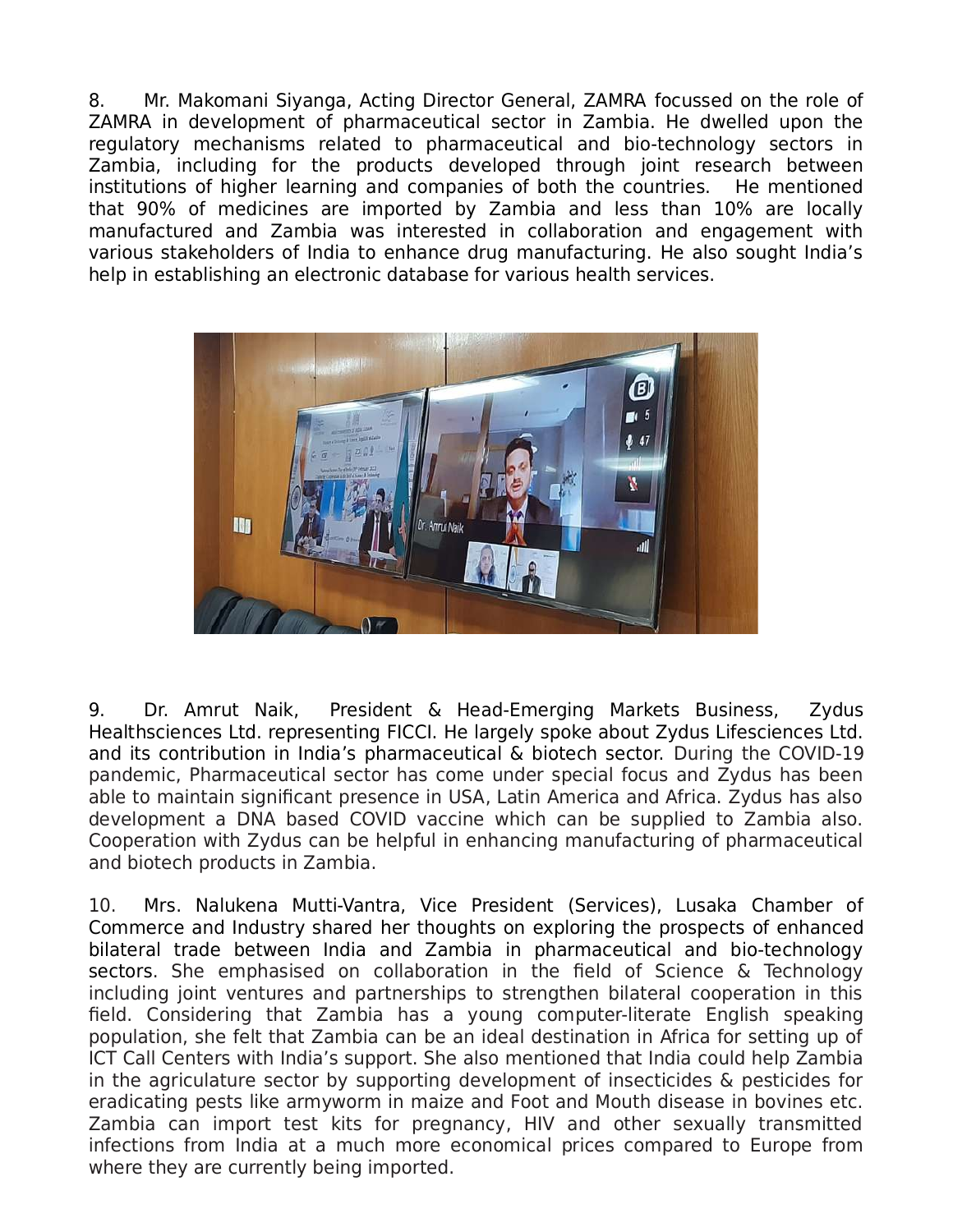8. Mr. Makomani Siyanga, Acting Director General, ZAMRA focussed on the role of ZAMRA in development of pharmaceutical sector in Zambia. He dwelled upon the regulatory mechanisms related to pharmaceutical and bio-technology sectors in Zambia, including for the products developed through joint research between institutions of higher learning and companies of both the countries. He mentioned that 90% of medicines are imported by Zambia and less than 10% are locally manufactured and Zambia was interested in collaboration and engagement with various stakeholders of India to enhance drug manufacturing. He also sought India's help in establishing an electronic database for various health services.

9. Dr. Amrut Naik, President & Head-Emerging Markets Business, Zydus Healthsciences Ltd. representing FICCI. He largely spoke about Zydus Lifesciences Ltd. and its contribution in India's pharmaceutical & biotech sector. During the COVID-19 pandemic, Pharmaceutical sector has come under special focus and Zydus has been able to maintain significant presence in USA, Latin America and Africa. Zydus has also development a DNA based COVID vaccine which can be supplied to Zambia also. Cooperation with Zydus can be helpful in enhancing manufacturing of pharmaceutical and biotech products in Zambia.

10. Mrs. Nalukena Mutti-Vantra, Vice President (Services), Lusaka Chamber of Commerce and Industry shared her thoughts on exploring the prospects of enhanced bilateral trade between India and Zambia in pharmaceutical and bio-technology sectors. She emphasised on collaboration in the field of Science & Technology including joint ventures and partnerships to strengthen bilateral cooperation in this field. Considering that Zambia has a young computer-literate English speaking population, she felt that Zambia can be an ideal destination in Africa for setting up of ICT Call Centers with India's support. She also mentioned that India could help Zambia in the agriculature sector by supporting development of insecticides & pesticides for eradicating pests like armyworm in maize and Foot and Mouth disease in bovines etc. Zambia can import test kits for pregnancy, HIV and other sexually transmitted infections from India at a much more economical prices compared to Europe from where they are currently being imported.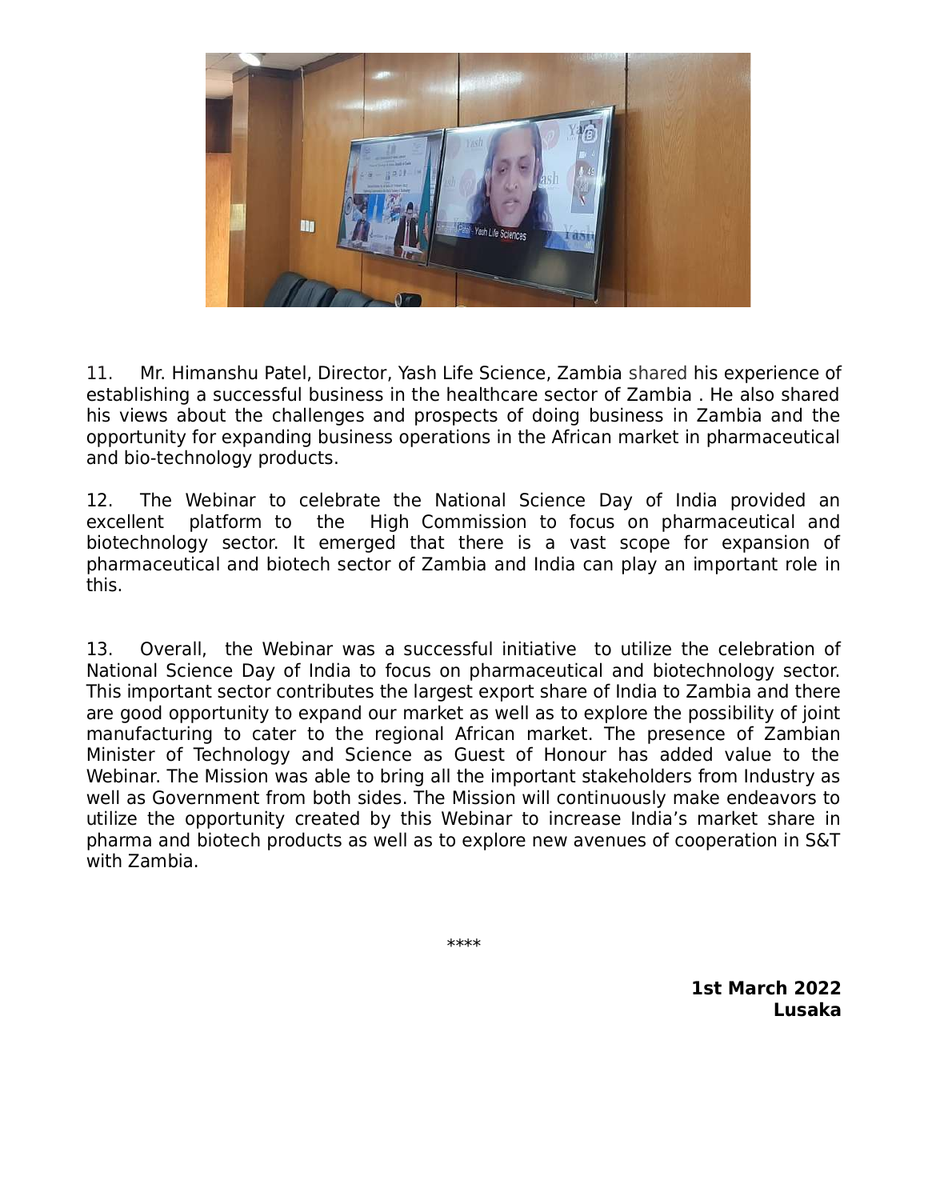11. Mr. Himanshu Patel, Director, Yash Life Science, Zambia shared his experience of establishing a successful business in the healthcare sector of Zambia . He also shared his views about the challenges and prospects of doing business in Zambia and the opportunity for expanding business operations in the African market in pharmaceutical and bio-technology products.

12. The Webinar to celebrate the National Science Day of India provided an excellent platform to the High Commission to focus on pharmaceutical and biotechnology sector. It emerged that there is a vast scope for expansion of pharmaceutical and biotech sector of Zambia and India can play an important role in this.

13. Overall, the Webinar was a successful initiative to utilize the celebration of National Science Day of India to focus on pharmaceutical and biotechnology sector. This important sector contributes the largest export share of India to Zambia and there are good opportunity to expand our market as well as to explore the possibility of joint manufacturing to cater to the regional African market. The presence of Zambian Minister of Technology and Science as Guest of Honour has added value to the Webinar. The Mission was able to bring all the important stakeholders from Industry as well as Government from both sides. The Mission will continuously make endeavors to utilize the opportunity created by this Webinar to increase India's market share in pharma and biotech products as well as to explore new avenues of cooperation in S&T with Zambia.

****

**1st March 2022**
**Lusaka**